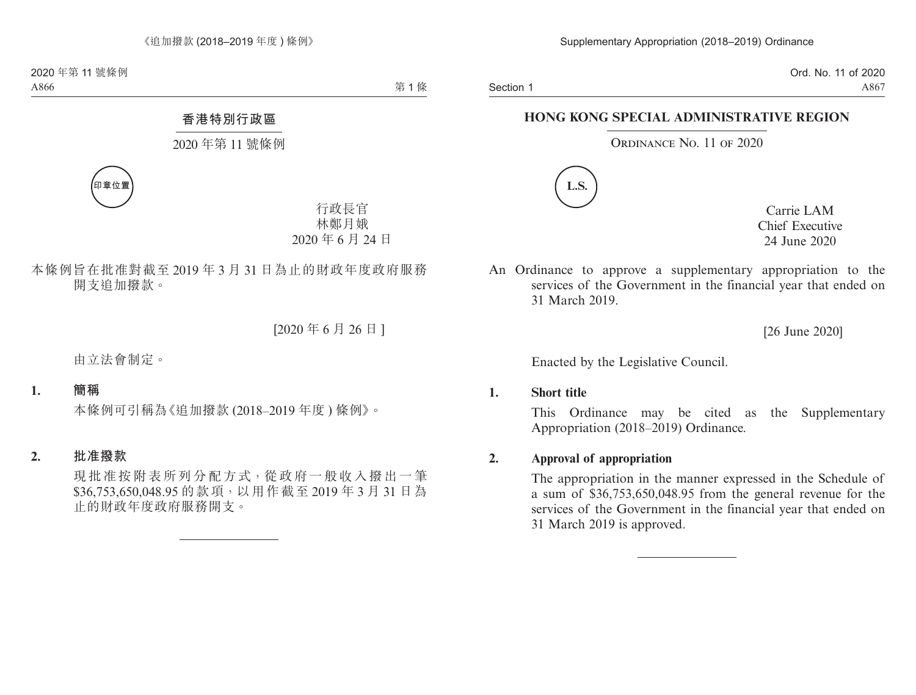# 香港特別行政區

## 2020 年第 11 號條例

印章位置

行政長官
林鄭月娥
2020 年 6 月 24 日

本條例旨在批准對截至 2019 年 3 月 31 日為止的財政年度政府服務開支追加撥款。

[2020 年 6 月 26 日]

由立法會制定。

**1. 簡稱**

本條例可引稱為《追加撥款 (2018–2019 年度 ) 條例》。

**2. 批准撥款**

現批准按附表所列分配方式,從政府一般收入撥出一筆 $36,753,650,048.95 的款項,以用作截至 2019 年 3 月 31 日為止的財政年度政府服務開支。

---

# HONG KONG SPECIAL ADMINISTRATIVE REGION

## Ordinance No. 11 of 2020

L.S.

Carrie LAM
Chief Executive
24 June 2020

An Ordinance to approve a supplementary appropriation to the services of the Government in the financial year that ended on 31 March 2019.

[26 June 2020]

Enacted by the Legislative Council.

**1. Short title**

This Ordinance may be cited as the Supplementary Appropriation (2018–2019) Ordinance.

**2. Approval of appropriation**

The appropriation in the manner expressed in the Schedule of a sum of $36,753,650,048.95 from the general revenue for the services of the Government in the financial year that ended on 31 March 2019 is approved.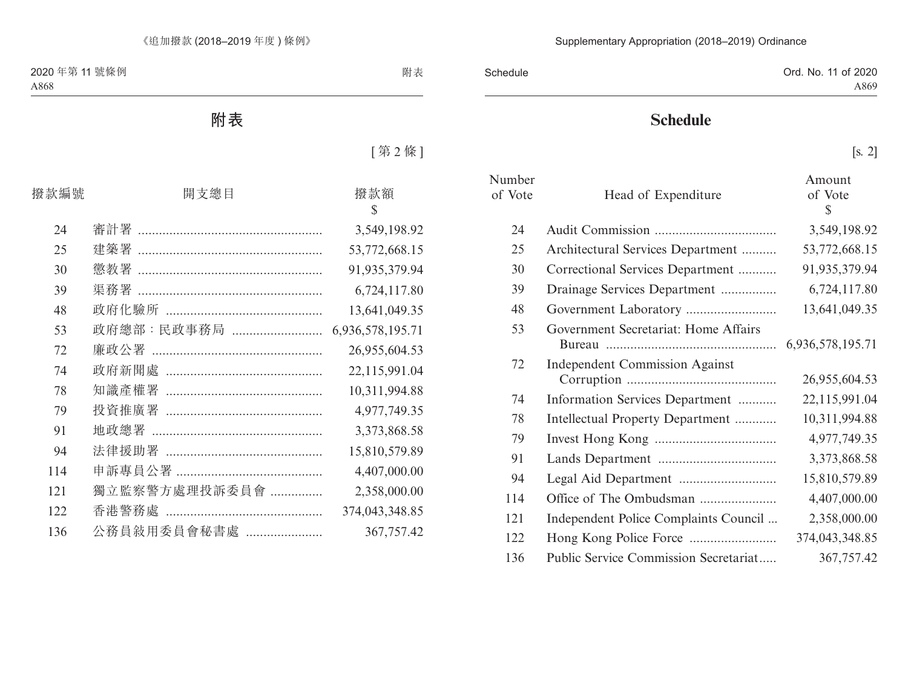# 附表

[第 2 條]

| 撥款編號 | 開支總目 | 撥款額 $ |
|---|---|---|
| 24 | 審計署 | 3,549,198.92 |
| 25 | 建築署 | 53,772,668.15 |
| 30 | 懲教署 | 91,935,379.94 |
| 39 | 渠務署 | 6,724,117.80 |
| 48 | 政府化驗所 | 13,641,049.35 |
| 53 | 政府總部：民政事務局 | 6,936,578,195.71 |
| 72 | 廉政公署 | 26,955,604.53 |
| 74 | 政府新聞處 | 22,115,991.04 |
| 78 | 知識產權署 | 10,311,994.88 |
| 79 | 投資推廣署 | 4,977,749.35 |
| 91 | 地政總署 | 3,373,868.58 |
| 94 | 法律援助署 | 15,810,579.89 |
| 114 | 申訴專員公署 | 4,407,000.00 |
| 121 | 獨立監察警方處理投訴委員會 | 2,358,000.00 |
| 122 | 香港警務處 | 374,043,348.85 |
| 136 | 公務員敘用委員會秘書處 | 367,757.42 |

# Schedule

[s. 2]

| Number of Vote | Head of Expenditure | Amount of Vote $ |
|---|---|---|
| 24 | Audit Commission | 3,549,198.92 |
| 25 | Architectural Services Department | 53,772,668.15 |
| 30 | Correctional Services Department | 91,935,379.94 |
| 39 | Drainage Services Department | 6,724,117.80 |
| 48 | Government Laboratory | 13,641,049.35 |
| 53 | Government Secretariat: Home Affairs Bureau | 6,936,578,195.71 |
| 72 | Independent Commission Against Corruption | 26,955,604.53 |
| 74 | Information Services Department | 22,115,991.04 |
| 78 | Intellectual Property Department | 10,311,994.88 |
| 79 | Invest Hong Kong | 4,977,749.35 |
| 91 | Lands Department | 3,373,868.58 |
| 94 | Legal Aid Department | 15,810,579.89 |
| 114 | Office of The Ombudsman | 4,407,000.00 |
| 121 | Independent Police Complaints Council | 2,358,000.00 |
| 122 | Hong Kong Police Force | 374,043,348.85 |
| 136 | Public Service Commission Secretariat | 367,757.42 |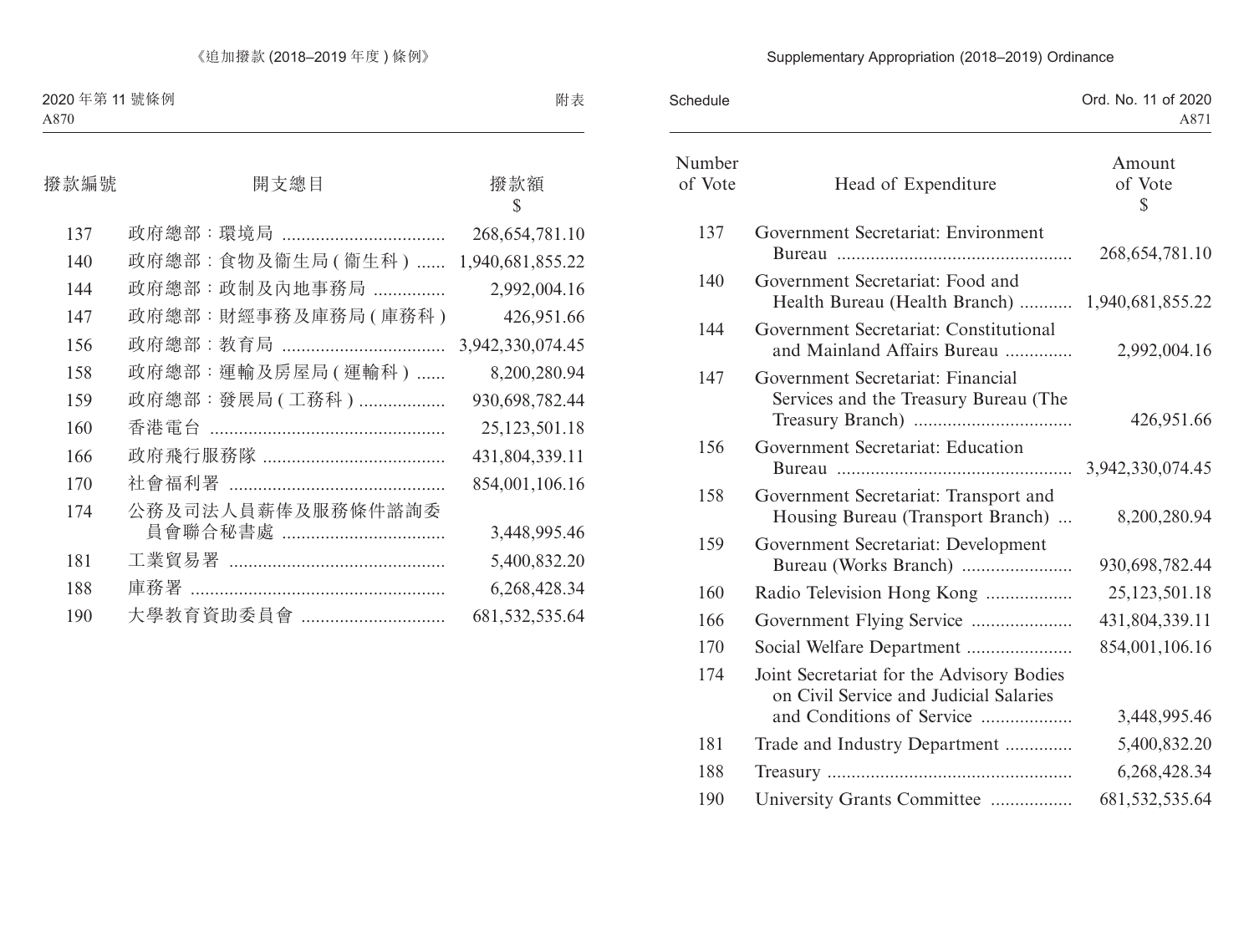| 撥款編號 | 開支總目 | 撥款額 $ |
|---|---|---|
| 137 | 政府總部：環境局 | 268,654,781.10 |
| 140 | 政府總部：食物及衞生局 (衞生科) | 1,940,681,855.22 |
| 144 | 政府總部：政制及內地事務局 | 2,992,004.16 |
| 147 | 政府總部：財經事務及庫務局 (庫務科) | 426,951.66 |
| 156 | 政府總部：教育局 | 3,942,330,074.45 |
| 158 | 政府總部：運輸及房屋局 (運輸科) | 8,200,280.94 |
| 159 | 政府總部：發展局 (工務科) | 930,698,782.44 |
| 160 | 香港電台 | 25,123,501.18 |
| 166 | 政府飛行服務隊 | 431,804,339.11 |
| 170 | 社會福利署 | 854,001,106.16 |
| 174 | 公務及司法人員薪俸及服務條件諮詢委員會聯合秘書處 | 3,448,995.46 |
| 181 | 工業貿易署 | 5,400,832.20 |
| 188 | 庫務署 | 6,268,428.34 |
| 190 | 大學教育資助委員會 | 681,532,535.64 |

| Number of Vote | Head of Expenditure | Amount of Vote $ |
|---|---|---|
| 137 | Government Secretariat: Environment Bureau | 268,654,781.10 |
| 140 | Government Secretariat: Food and Health Bureau (Health Branch) | 1,940,681,855.22 |
| 144 | Government Secretariat: Constitutional and Mainland Affairs Bureau | 2,992,004.16 |
| 147 | Government Secretariat: Financial Services and the Treasury Bureau (The Treasury Branch) | 426,951.66 |
| 156 | Government Secretariat: Education Bureau | 3,942,330,074.45 |
| 158 | Government Secretariat: Transport and Housing Bureau (Transport Branch) | 8,200,280.94 |
| 159 | Government Secretariat: Development Bureau (Works Branch) | 930,698,782.44 |
| 160 | Radio Television Hong Kong | 25,123,501.18 |
| 166 | Government Flying Service | 431,804,339.11 |
| 170 | Social Welfare Department | 854,001,106.16 |
| 174 | Joint Secretariat for the Advisory Bodies on Civil Service and Judicial Salaries and Conditions of Service | 3,448,995.46 |
| 181 | Trade and Industry Department | 5,400,832.20 |
| 188 | Treasury | 6,268,428.34 |
| 190 | University Grants Committee | 681,532,535.64 |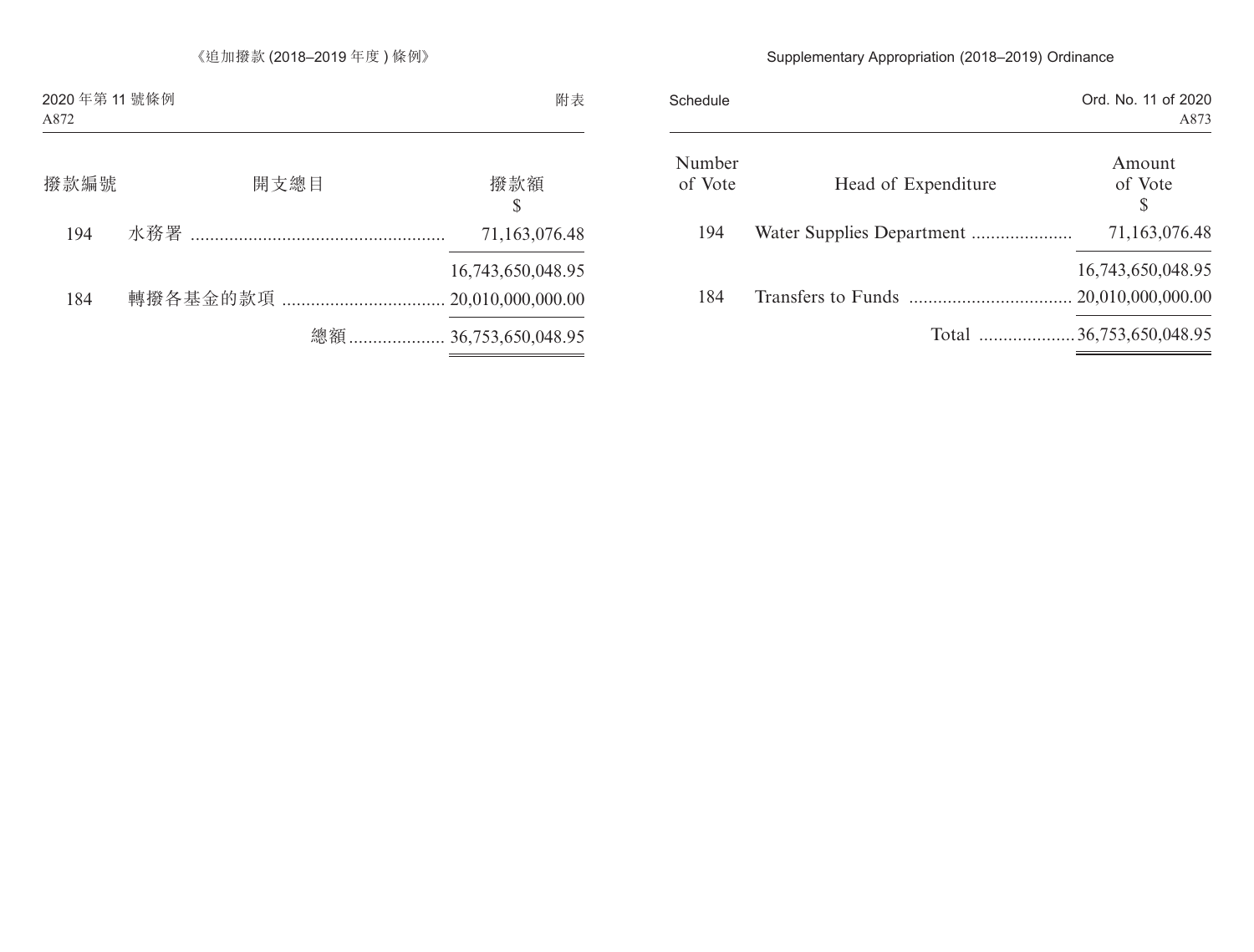| 撥款編號 | 開支總目 | 撥款額 $ |
|---|---|---|
| 194 | 水務署 | 71,163,076.48 |
| | | 16,743,650,048.95 |
| 184 | 轉撥各基金的款項 | 20,010,000,000.00 |
| | 總額 | 36,753,650,048.95 |

| Number of Vote | Head of Expenditure | Amount of Vote $ |
|---|---|---|
| 194 | Water Supplies Department | 71,163,076.48 |
| | | 16,743,650,048.95 |
| 184 | Transfers to Funds | 20,010,000,000.00 |
| | Total | 36,753,650,048.95 |